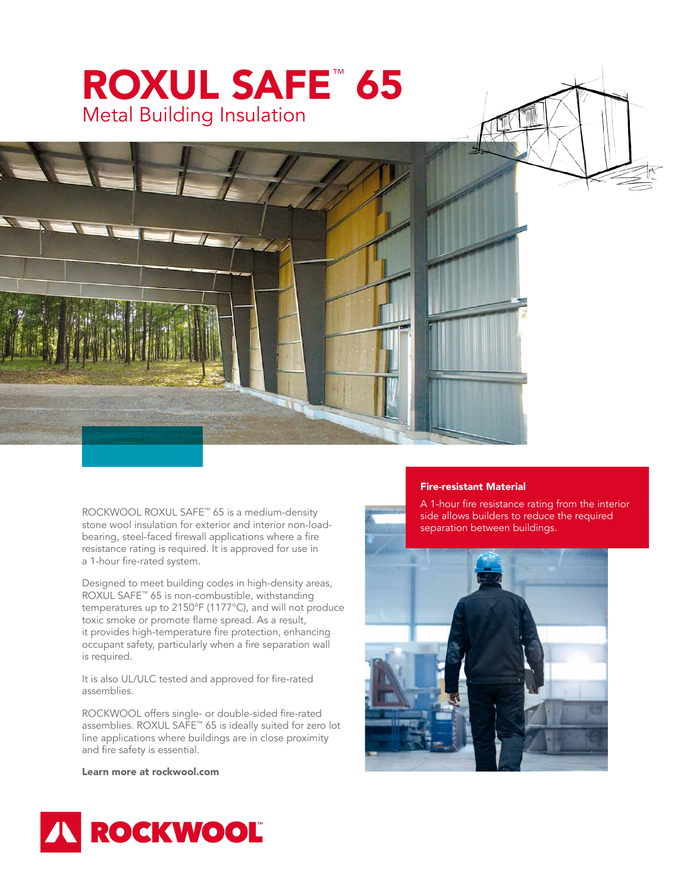# ROXUL SAFE™ 65

## Metal Building Insulation

ROCKWOOL ROXUL SAFE™ 65 is a medium-density stone wool insulation for exterior and interior non-load-bearing, steel-faced firewall applications where a fire resistance rating is required. It is approved for use in a 1-hour fire-rated system.

Designed to meet building codes in high-density areas, ROXUL SAFE™ 65 is non-combustible, withstanding temperatures up to 2150°F (1177°C), and will not produce toxic smoke or promote flame spread. As a result, it provides high-temperature fire protection, enhancing occupant safety, particularly when a fire separation wall is required.

It is also UL/ULC tested and approved for fire-rated assemblies.

ROCKWOOL offers single- or double-sided fire-rated assemblies. ROXUL SAFE™ 65 is ideally suited for zero lot line applications where buildings are in close proximity and fire safety is essential.

**Learn more at rockwool.com**

**Fire-resistant Material**

A 1-hour fire resistance rating from the interior side allows builders to reduce the required separation between buildings.

ROCKWOOL™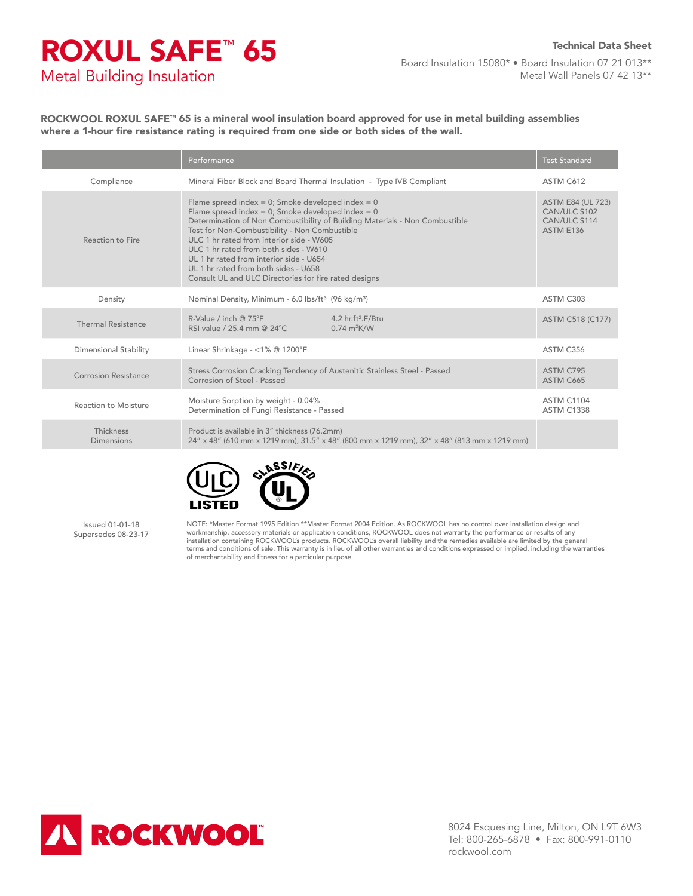# ROXUL SAFE™ 65

## Metal Building Insulation

**Technical Data Sheet**

Board Insulation 15080* • Board Insulation 07 21 013**
Metal Wall Panels 07 42 13**

**ROCKWOOL ROXUL SAFE™ 65 is a mineral wool insulation board approved for use in metal building assemblies where a 1-hour fire resistance rating is required from one side or both sides of the wall.**

| | Performance | Test Standard |
|---|---|---|
| Compliance | Mineral Fiber Block and Board Thermal Insulation - Type IVB Compliant | ASTM C612 |
| Reaction to Fire | Flame spread index = 0; Smoke developed index = 0<br>Flame spread index = 0; Smoke developed index = 0<br>Determination of Non Combustibility of Building Materials - Non Combustible<br>Test for Non-Combustibility - Non Combustible<br>ULC 1 hr rated from interior side - W605<br>ULC 1 hr rated from both sides - W610<br>UL 1 hr rated from interior side - U654<br>UL 1 hr rated from both sides - U658<br>Consult UL and ULC Directories for fire rated designs | ASTM E84 (UL 723)<br>CAN/ULC S102<br>CAN/ULC S114<br>ASTM E136 |
| Density | Nominal Density, Minimum - 6.0 lbs/ft³ (96 kg/m³) | ASTM C303 |
| Thermal Resistance | R-Value / inch @ 75°F 4.2 hr.ft².F/Btu<br>RSI value / 25.4 mm @ 24°C 0.74 m²K/W | ASTM C518 (C177) |
| Dimensional Stability | Linear Shrinkage - <1% @ 1200°F | ASTM C356 |
| Corrosion Resistance | Stress Corrosion Cracking Tendency of Austenitic Stainless Steel - Passed<br>Corrosion of Steel - Passed | ASTM C795<br>ASTM C665 |
| Reaction to Moisture | Moisture Sorption by weight - 0.04%<br>Determination of Fungi Resistance - Passed | ASTM C1104<br>ASTM C1338 |
| Thickness<br>Dimensions | Product is available in 3" thickness (76.2mm)<br>24" x 48" (610 mm x 1219 mm), 31.5" x 48" (800 mm x 1219 mm), 32" x 48" (813 mm x 1219 mm) | |

ULC LISTED

CLASSIFIED UL

Issued 01-01-18
Supersedes 08-23-17

NOTE: *Master Format 1995 Edition **Master Format 2004 Edition. As ROCKWOOL has no control over installation design and workmanship, accessory materials or application conditions, ROCKWOOL does not warranty the performance or results of any installation containing ROCKWOOL's products. ROCKWOOL's overall liability and the remedies available are limited by the general terms and conditions of sale. This warranty is in lieu of all other warranties and conditions expressed or implied, including the warranties of merchantability and fitness for a particular purpose.

ROCKWOOL

8024 Esquesing Line, Milton, ON L9T 6W3
Tel: 800-265-6878 • Fax: 800-991-0110
rockwool.com